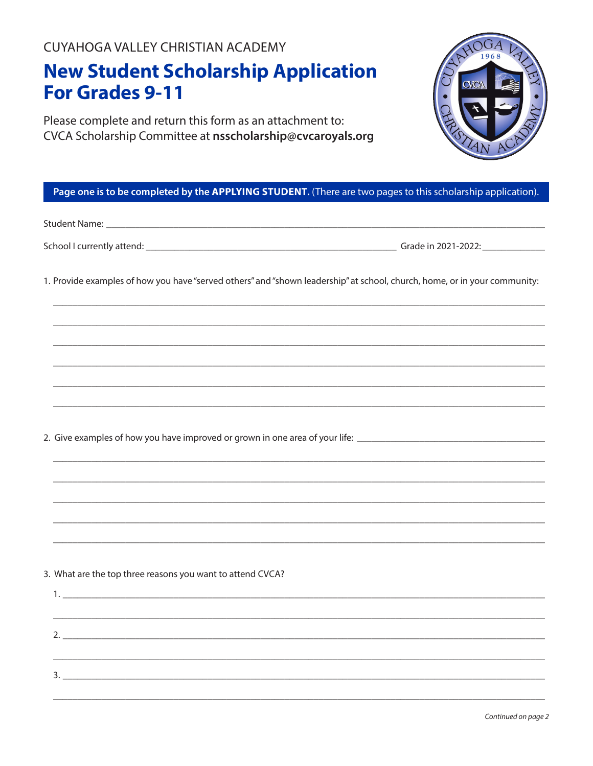CUYAHOGA VALLEY CHRISTIAN ACADEMY

# New Student Scholarship Application For Grades 9-11

Please complete and return this form as an attachment to:
CVCA Scholarship Committee at **nsscholarship@cvcaroyals.org**

**Page one is to be completed by the APPLYING STUDENT.** (There are two pages to this scholarship application).

Student Name: ____________________________________________

School I currently attend: ______________________________ Grade in 2021-2022: ____________

1. Provide examples of how you have "served others" and "shown leadership" at school, church, home, or in your community:

______________________________________________________________

______________________________________________________________

______________________________________________________________

______________________________________________________________

______________________________________________________________

______________________________________________________________

2. Give examples of how you have improved or grown in one area of your life: ______________________

______________________________________________________________

______________________________________________________________

______________________________________________________________

______________________________________________________________

______________________________________________________________

3. What are the top three reasons you want to attend CVCA?

1. ____________________________________________________________

______________________________________________________________

2. ____________________________________________________________

______________________________________________________________

3. ____________________________________________________________

______________________________________________________________

*Continued on page 2*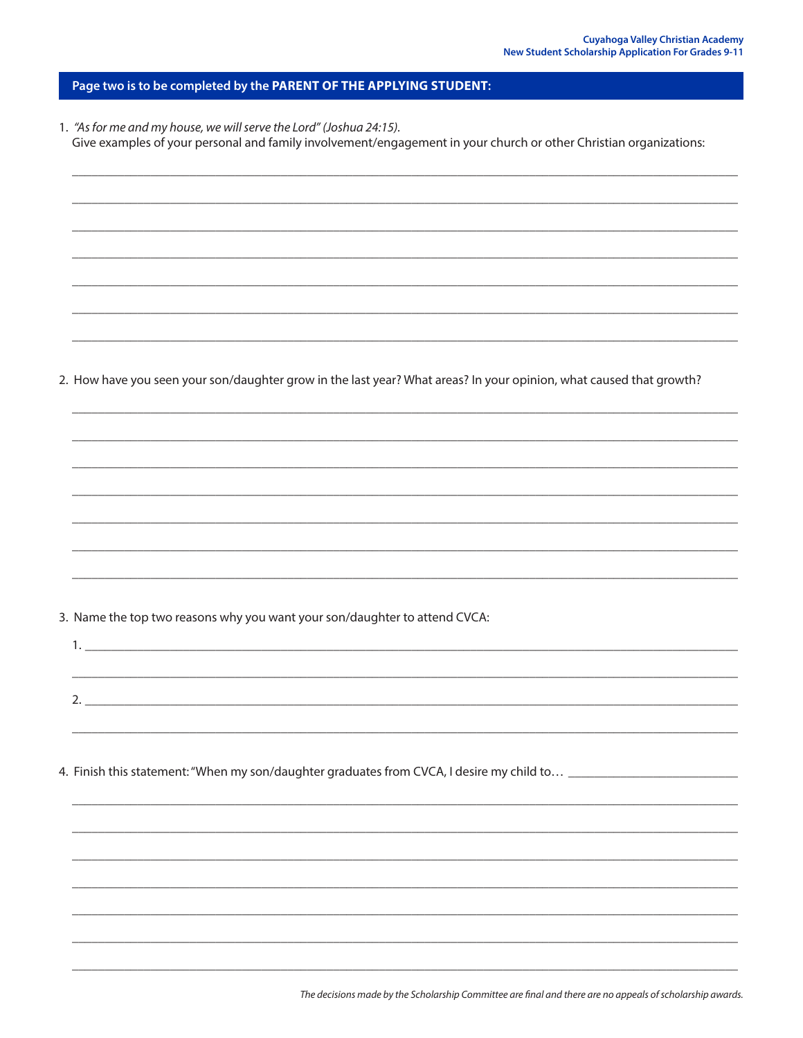Page two is to be completed by the **PARENT OF THE APPLYING STUDENT:**

1. *"As for me and my house, we will serve the Lord" (Joshua 24:15).*
   Give examples of your personal and family involvement/engagement in your church or other Christian organizations:

2. How have you seen your son/daughter grow in the last year? What areas? In your opinion, what caused that growth?

3. Name the top two reasons why you want your son/daughter to attend CVCA:

   1. ______________________________

   2. ______________________________

4. Finish this statement: "When my son/daughter graduates from CVCA, I desire my child to… ______________________________

*The decisions made by the Scholarship Committee are final and there are no appeals of scholarship awards.*